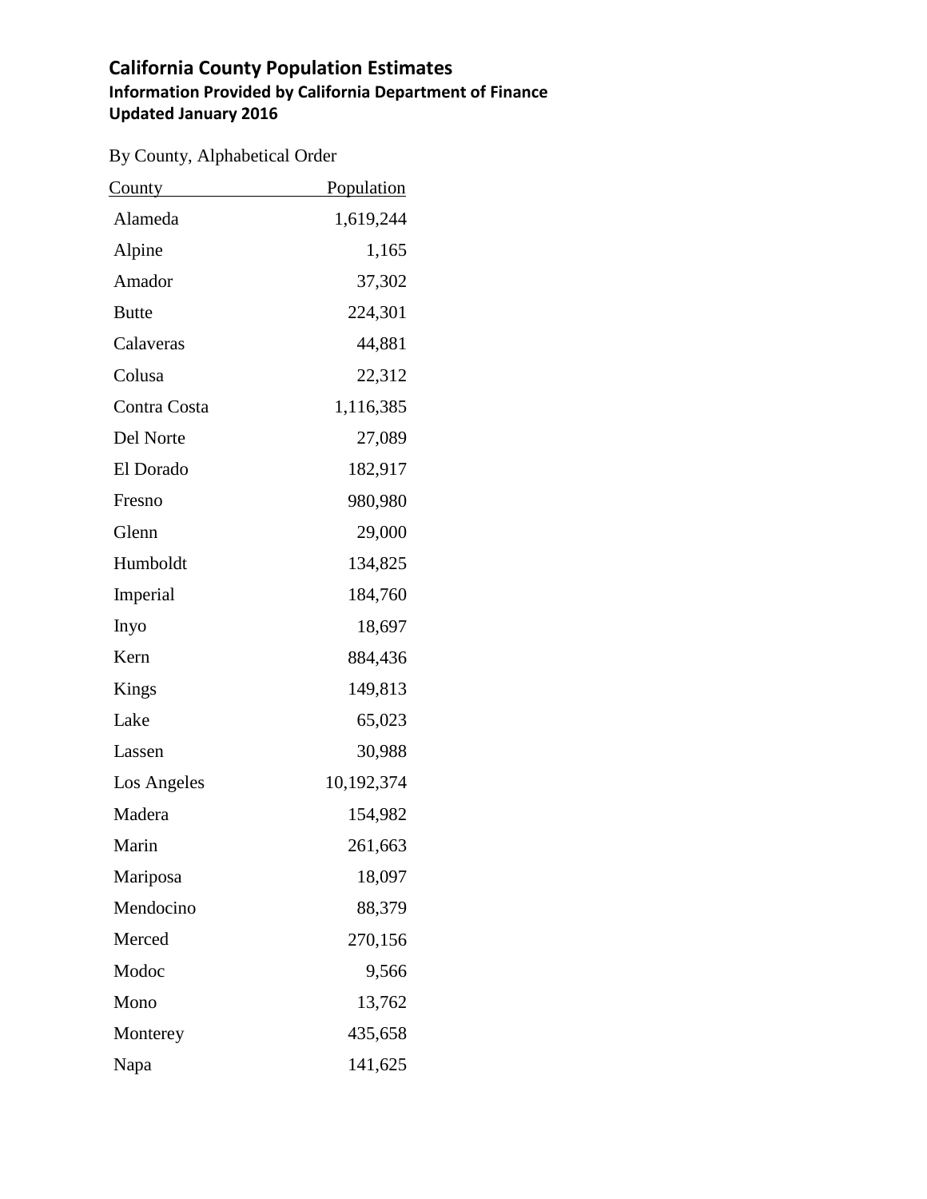# California County Population Estimates

## Information Provided by California Department of Finance

## Updated January 2016

By County, Alphabetical Order

| County | Population |
|---|---:|
| Alameda | 1,619,244 |
| Alpine | 1,165 |
| Amador | 37,302 |
| Butte | 224,301 |
| Calaveras | 44,881 |
| Colusa | 22,312 |
| Contra Costa | 1,116,385 |
| Del Norte | 27,089 |
| El Dorado | 182,917 |
| Fresno | 980,980 |
| Glenn | 29,000 |
| Humboldt | 134,825 |
| Imperial | 184,760 |
| Inyo | 18,697 |
| Kern | 884,436 |
| Kings | 149,813 |
| Lake | 65,023 |
| Lassen | 30,988 |
| Los Angeles | 10,192,374 |
| Madera | 154,982 |
| Marin | 261,663 |
| Mariposa | 18,097 |
| Mendocino | 88,379 |
| Merced | 270,156 |
| Modoc | 9,566 |
| Mono | 13,762 |
| Monterey | 435,658 |
| Napa | 141,625 |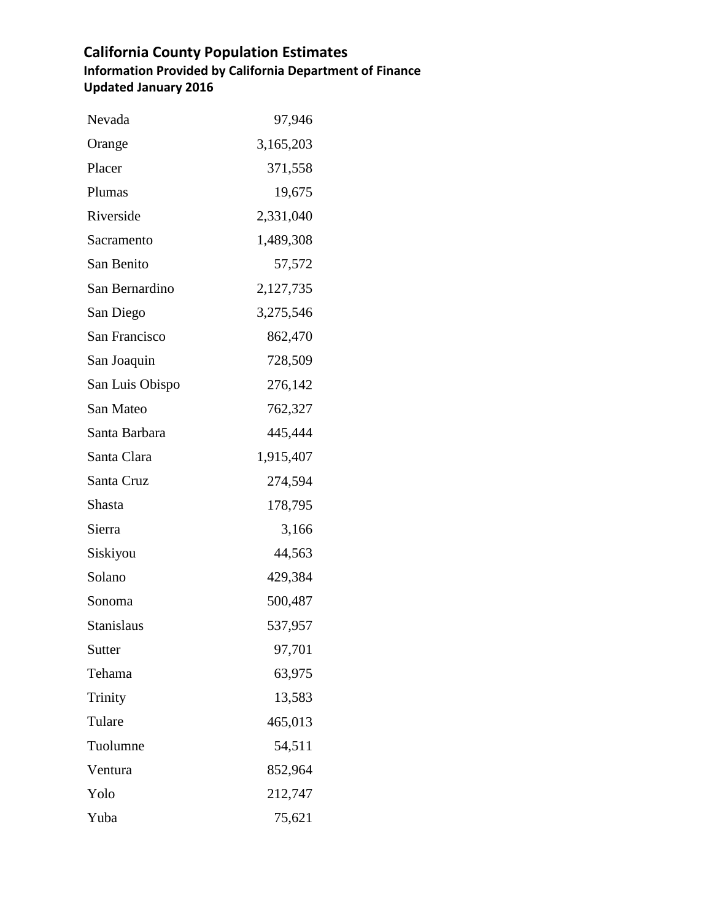## California County Population Estimates

### Information Provided by California Department of Finance

### Updated January 2016

| | |
|---|---:|
| Nevada | 97,946 |
| Orange | 3,165,203 |
| Placer | 371,558 |
| Plumas | 19,675 |
| Riverside | 2,331,040 |
| Sacramento | 1,489,308 |
| San Benito | 57,572 |
| San Bernardino | 2,127,735 |
| San Diego | 3,275,546 |
| San Francisco | 862,470 |
| San Joaquin | 728,509 |
| San Luis Obispo | 276,142 |
| San Mateo | 762,327 |
| Santa Barbara | 445,444 |
| Santa Clara | 1,915,407 |
| Santa Cruz | 274,594 |
| Shasta | 178,795 |
| Sierra | 3,166 |
| Siskiyou | 44,563 |
| Solano | 429,384 |
| Sonoma | 500,487 |
| Stanislaus | 537,957 |
| Sutter | 97,701 |
| Tehama | 63,975 |
| Trinity | 13,583 |
| Tulare | 465,013 |
| Tuolumne | 54,511 |
| Ventura | 852,964 |
| Yolo | 212,747 |
| Yuba | 75,621 |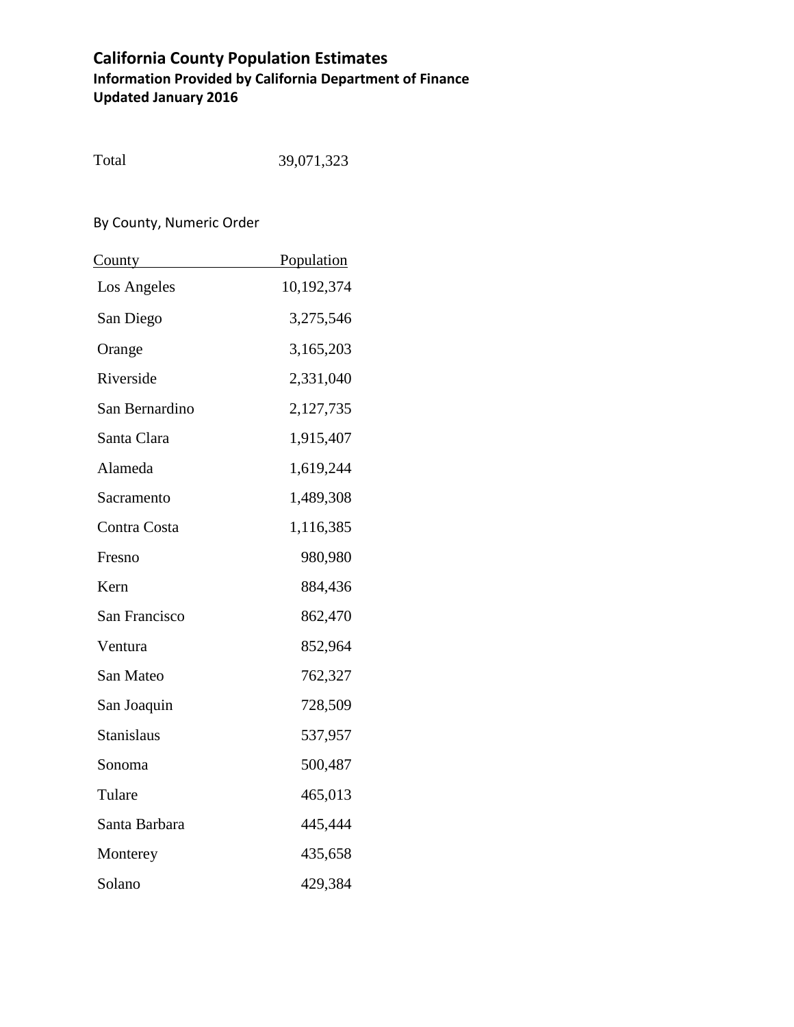## California County Population Estimates

### Information Provided by California Department of Finance

### Updated January 2016

Total 39,071,323

By County, Numeric Order

| County | Population |
|---|---|
| Los Angeles | 10,192,374 |
| San Diego | 3,275,546 |
| Orange | 3,165,203 |
| Riverside | 2,331,040 |
| San Bernardino | 2,127,735 |
| Santa Clara | 1,915,407 |
| Alameda | 1,619,244 |
| Sacramento | 1,489,308 |
| Contra Costa | 1,116,385 |
| Fresno | 980,980 |
| Kern | 884,436 |
| San Francisco | 862,470 |
| Ventura | 852,964 |
| San Mateo | 762,327 |
| San Joaquin | 728,509 |
| Stanislaus | 537,957 |
| Sonoma | 500,487 |
| Tulare | 465,013 |
| Santa Barbara | 445,444 |
| Monterey | 435,658 |
| Solano | 429,384 |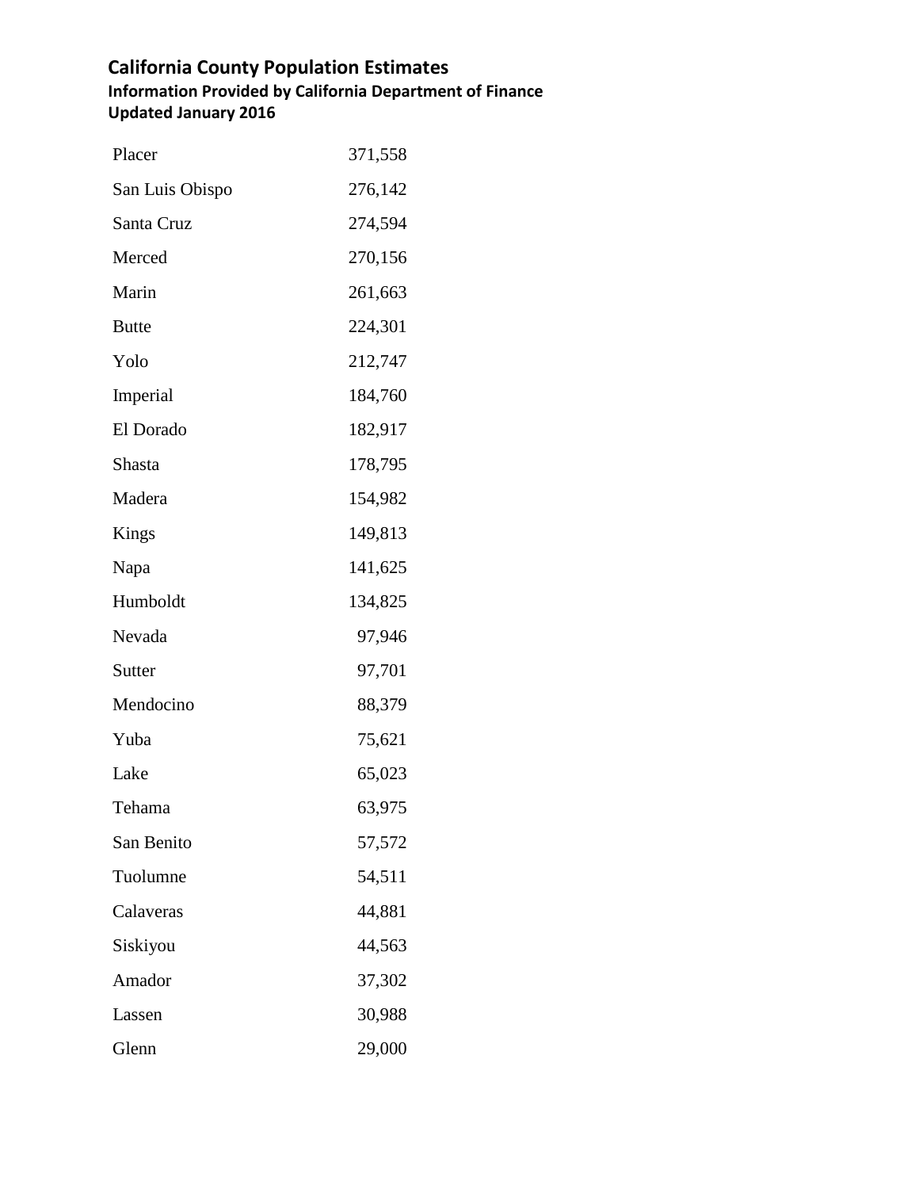## California County Population Estimates

### Information Provided by California Department of Finance

### Updated January 2016

| | |
|---|---|
| Placer | 371,558 |
| San Luis Obispo | 276,142 |
| Santa Cruz | 274,594 |
| Merced | 270,156 |
| Marin | 261,663 |
| Butte | 224,301 |
| Yolo | 212,747 |
| Imperial | 184,760 |
| El Dorado | 182,917 |
| Shasta | 178,795 |
| Madera | 154,982 |
| Kings | 149,813 |
| Napa | 141,625 |
| Humboldt | 134,825 |
| Nevada | 97,946 |
| Sutter | 97,701 |
| Mendocino | 88,379 |
| Yuba | 75,621 |
| Lake | 65,023 |
| Tehama | 63,975 |
| San Benito | 57,572 |
| Tuolumne | 54,511 |
| Calaveras | 44,881 |
| Siskiyou | 44,563 |
| Amador | 37,302 |
| Lassen | 30,988 |
| Glenn | 29,000 |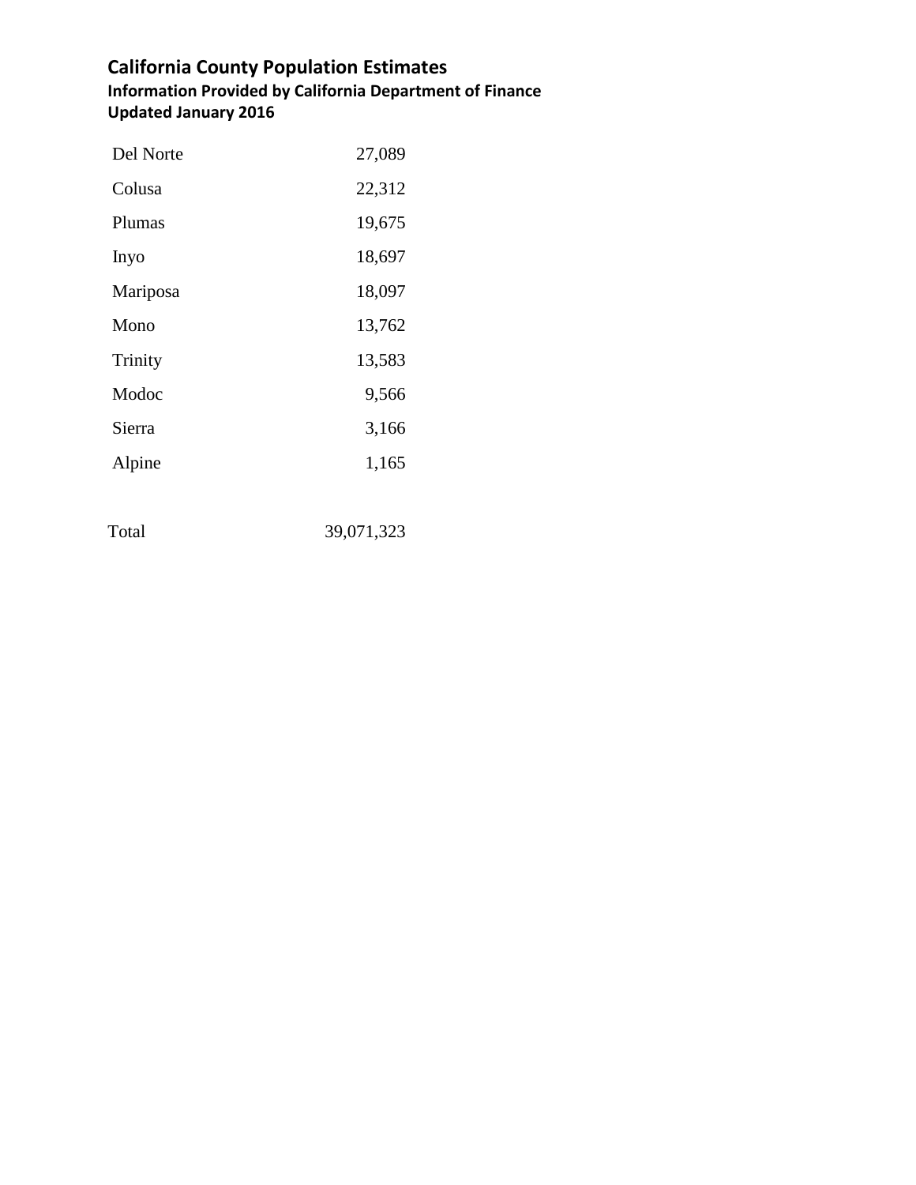## California County Population Estimates

### Information Provided by California Department of Finance

### Updated January 2016

| | |
|---|---|
| Del Norte | 27,089 |
| Colusa | 22,312 |
| Plumas | 19,675 |
| Inyo | 18,697 |
| Mariposa | 18,097 |
| Mono | 13,762 |
| Trinity | 13,583 |
| Modoc | 9,566 |
| Sierra | 3,166 |
| Alpine | 1,165 |
| | |
| Total | 39,071,323 |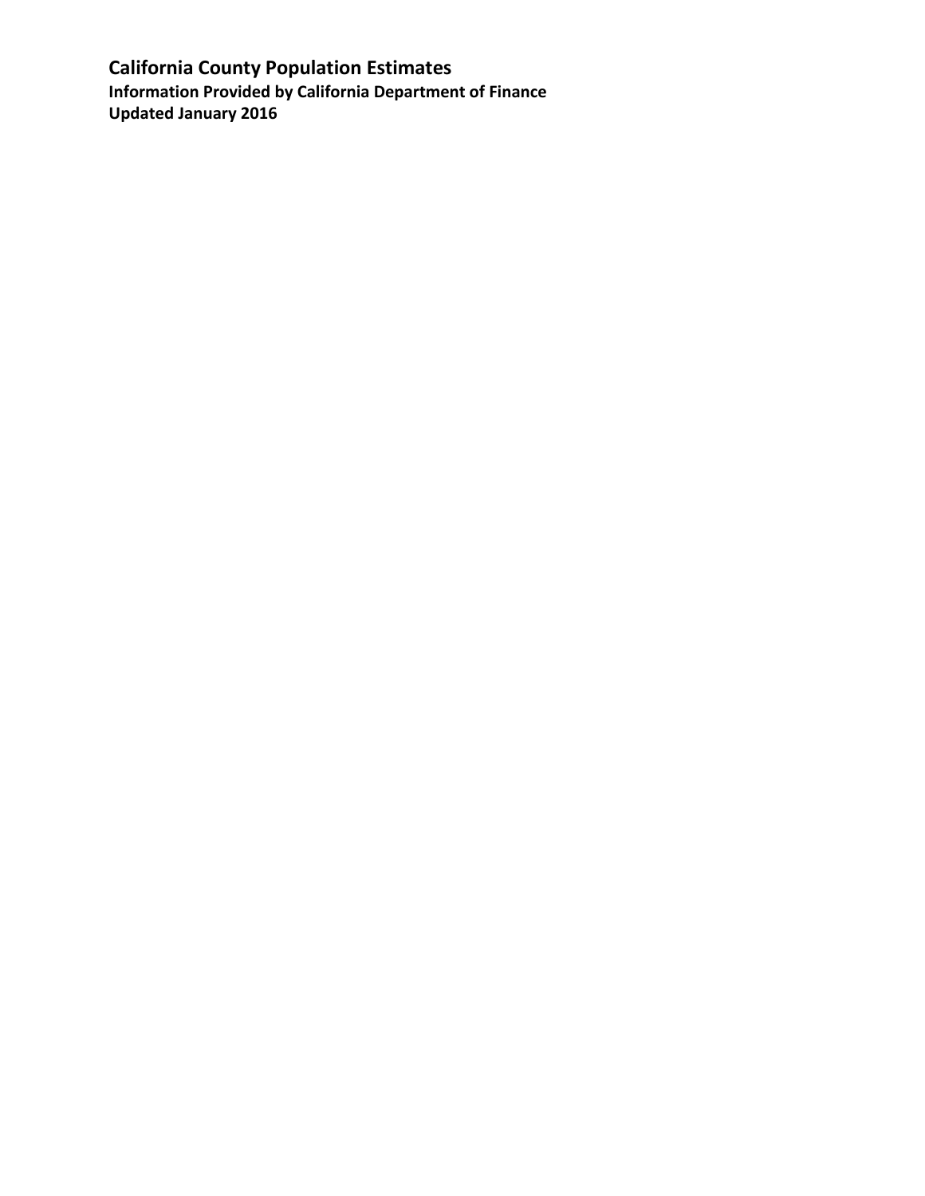## California County Population Estimates

**Information Provided by California Department of Finance**
**Updated January 2016**